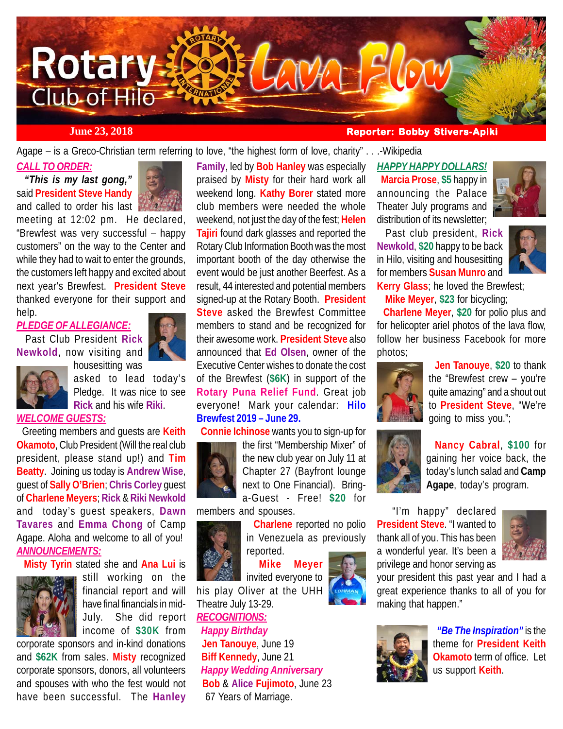# Rotary Club of Hilo Lava Flow

**June 23, 2018** — **Reporter: Bobby Stivers-Apiki**

Agape – is a Greco-Christian term referring to love, "the highest form of love, charity" . . .-Wikipedia

***CALL TO ORDER:***

***"This is my last gong,"*** said **President Steve Handy** and called to order his last meeting at 12:02 pm. He declared, "Brewfest was very successful – happy customers" on the way to the Center and while they had to wait to enter the grounds, the customers left happy and excited about next year's Brewfest. **President Steve** thanked everyone for their support and help.

***PLEDGE OF ALLEGIANCE:***

Past Club President **Rick Newkold**, now visiting and housesitting was asked to lead today's Pledge. It was nice to see **Rick** and his wife **Riki**.

***WELCOME GUESTS:***

Greeting members and guests are **Keith Okamoto**, Club President (Will the real club president, please stand up!) and **Tim Beatty**. Joining us today is **Andrew Wise**, guest of **Sally O'Brien**; **Chris Corley** guest of **Charlene Meyers**; **Rick** & **Riki Newkold** and today's guest speakers, **Dawn Tavares** and **Emma Chong** of Camp Agape. Aloha and welcome to all of you!

***ANNOUNCEMENTS:***

**Misty Tyrin** stated she and **Ana Lui** is still working on the financial report and will have final financials in mid-July. She did report income of **$30K** from corporate sponsors and in-kind donations and **$62K** from sales. **Misty** recognized corporate sponsors, donors, all volunteers and spouses with who the fest would not have been successful. The **Hanley Family**, led by **Bob Hanley** was especially praised by **Misty** for their hard work all weekend long. **Kathy Borer** stated more club members were needed the whole weekend, not just the day of the fest; **Helen Tajiri** found dark glasses and reported the Rotary Club Information Booth was the most important booth of the day otherwise the event would be just another Beerfest. As a result, 44 interested and potential members signed-up at the Rotary Booth. **President Steve** asked the Brewfest Committee members to stand and be recognized for their awesome work. **President Steve** also announced that **Ed Olsen**, owner of the Executive Center wishes to donate the cost of the Brewfest (**$6K**) in support of the **Rotary Puna Relief Fund**. Great job everyone! Mark your calendar: **Hilo Brewfest 2019 – June 29.**

**Connie Ichinose** wants you to sign-up for the first "Membership Mixer" of the new club year on July 11 at Chapter 27 (Bayfront lounge next to One Financial). Bring-a-Guest - Free! **$20** for members and spouses.

**Charlene** reported no polio in Venezuela as previously reported.

**Mike Meyer** invited everyone to his play Oliver at the UHH Theatre July 13-29.

***RECOGNITIONS:***

***Happy Birthday***

**Jen Tanouye**, June 19

**Biff Kennedy**, June 21

***Happy Wedding Anniversary***

**Bob** & **Alice Fujimoto**, June 23

67 Years of Marriage.

***HAPPY HAPPY DOLLARS!***

**Marcia Prose**, **$5** happy in announcing the Palace Theater July programs and distribution of its newsletter;

Past club president, **Rick Newkold**, **$20** happy to be back in Hilo, visiting and housesitting for members **Susan Munro** and **Kerry Glass**; he loved the Brewfest;

**Mike Meyer**, **$23** for bicycling;

**Charlene Meyer**, **$20** for polio plus and for helicopter ariel photos of the lava flow, follow her business Facebook for more photos;

**Jen Tanouye**, **$20** to thank the "Brewfest crew – you're quite amazing" and a shout out to **President Steve**, "We're going to miss you.";

**Nancy Cabral**, **$100** for gaining her voice back, the today's lunch salad and **Camp Agape**, today's program.

"I'm happy" declared **President Steve**. "I wanted to thank all of you. This has been a wonderful year. It's been a privilege and honor serving as your president this past year and I had a great experience thanks to all of you for making that happen."

***"Be The Inspiration"*** is the theme for **President Keith Okamoto** term of office. Let us support **Keith**.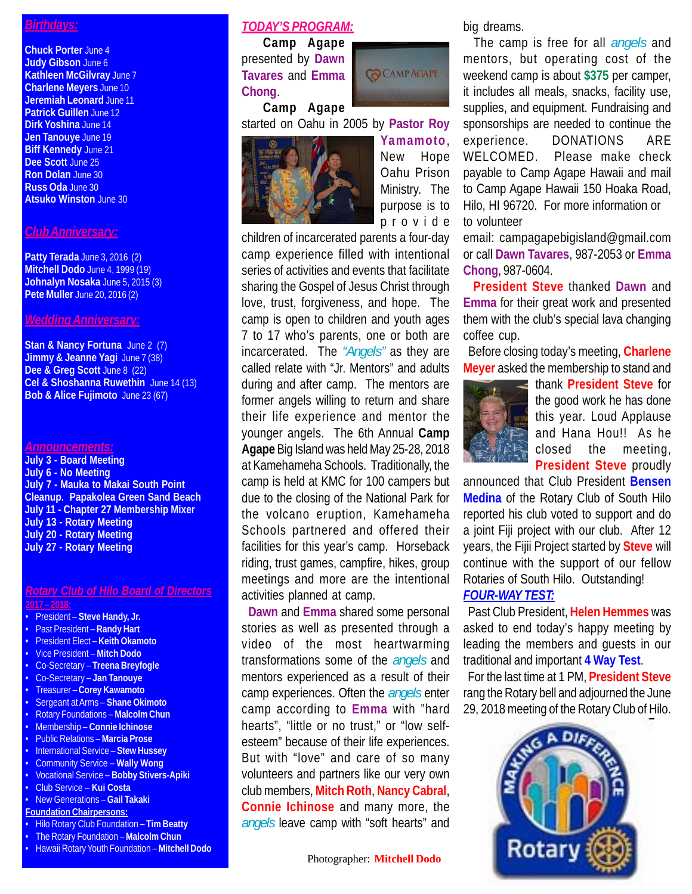## Birthdays:

**Chuck Porter** June 4
**Judy Gibson** June 6
**Kathleen McGilvray** June 7
**Charlene Meyers** June 10
**Jeremiah Leonard** June 11
**Patrick Guillen** June 12
**Dirk Yoshina** June 14
**Jen Tanouye** June 19
**Biff Kennedy** June 21
**Dee Scott** June 25
**Ron Dolan** June 30
**Russ Oda** June 30
**Atsuko Winston** June 30

## Club Anniversary:

**Patty Terada** June 3, 2016 (2)
**Mitchell Dodo** June 4, 1999 (19)
**Johnalyn Nosaka** June 5, 2015 (3)
**Pete Muller** June 20, 2016 (2)

## Wedding Anniversary:

**Stan & Nancy Fortuna** June 2 (7)
**Jimmy & Jeanne Yagi** June 7 (38)
**Dee & Greg Scott** June 8 (22)
**Cel & Shoshanna Ruwethin** June 14 (13)
**Bob & Alice Fujimoto** June 23 (67)

## Announcements:

**July 3 - Board Meeting**
**July 6 - No Meeting**
**July 7 - Mauka to Makai South Point Cleanup. Papakolea Green Sand Beach**
**July 11 - Chapter 27 Membership Mixer**
**July 13 - Rotary Meeting**
**July 20 - Rotary Meeting**
**July 27 - Rotary Meeting**

## Rotary Club of Hilo Board of Directors

**2017 – 2018:**

- President – **Steve Handy, Jr.**
- Past President – **Randy Hart**
- President Elect – **Keith Okamoto**
- Vice President – **Mitch Dodo**
- Co-Secretary – **Treena Breyfogle**
- Co-Secretary – **Jan Tanouye**
- Treasurer – **Corey Kawamoto**
- Sergeant at Arms – **Shane Okimoto**
- Rotary Foundations – **Malcolm Chun**
- Membership – **Connie Ichinose**
- Public Relations – **Marcia Prose**
- International Service – **Stew Hussey**
- Community Service – **Wally Wong**
- Vocational Service – **Bobby Stivers-Apiki**
- Club Service – **Kui Costa**
- New Generations – **Gail Takaki**

**Foundation Chairpersons:**

- Hilo Rotary Club Foundation – **Tim Beatty**
- The Rotary Foundation – **Malcolm Chun**
- Hawaii Rotary Youth Foundation – **Mitchell Dodo**

## TODAY'S PROGRAM:

**Camp Agape** presented by **Dawn Tavares** and **Emma Chong**.

**Camp Agape** started on Oahu in 2005 by **Pastor Roy Yamamoto**, New Hope Oahu Prison Ministry. The purpose is to provide children of incarcerated parents a four-day camp experience filled with intentional series of activities and events that facilitate sharing the Gospel of Jesus Christ through love, trust, forgiveness, and hope. The camp is open to children and youth ages 7 to 17 who's parents, one or both are incarcerated. The *"Angels"* as they are called relate with "Jr. Mentors" and adults during and after camp. The mentors are former angels willing to return and share their life experience and mentor the younger angels. The 6th Annual **Camp Agape** Big Island was held May 25-28, 2018 at Kamehameha Schools. Traditionally, the camp is held at KMC for 100 campers but due to the closing of the National Park for the volcano eruption, Kamehameha Schools partnered and offered their facilities for this year's camp. Horseback riding, trust games, campfire, hikes, group meetings and more are the intentional activities planned at camp.

**Dawn** and **Emma** shared some personal stories as well as presented through a video of the most heartwarming transformations some of the *angels* and mentors experienced as a result of their camp experiences. Often the *angels* enter camp according to **Emma** with "hard hearts", "little or no trust," or "low self-esteem" because of their life experiences. But with "love" and care of so many volunteers and partners like our very own club members, **Mitch Roth**, **Nancy Cabral**, **Connie Ichinose** and many more, the *angels* leave camp with "soft hearts" and big dreams.

The camp is free for all *angels* and mentors, but operating cost of the weekend camp is about **$375** per camper, it includes all meals, snacks, facility use, supplies, and equipment. Fundraising and sponsorships are needed to continue the experience. DONATIONS ARE WELCOMED. Please make check payable to Camp Agape Hawaii and mail to Camp Agape Hawaii 150 Hoaka Road, Hilo, HI 96720. For more information or to volunteer email: campagapebigisland@gmail.com or call **Dawn Tavares**, 987-2053 or **Emma Chong**, 987-0604.

**President Steve** thanked **Dawn** and **Emma** for their great work and presented them with the club's special lava changing coffee cup.

Before closing today's meeting, **Charlene Meyer** asked the membership to stand and thank **President Steve** for the good work he has done this year. Loud Applause and Hana Hou!! As he closed the meeting, **President Steve** proudly announced that Club President **Bensen Medina** of the Rotary Club of South Hilo reported his club voted to support and do a joint Fiji project with our club. After 12 years, the Fijii Project started by **Steve** will continue with the support of our fellow Rotaries of South Hilo. Outstanding!

## FOUR-WAY TEST:

Past Club President, **Helen Hemmes** was asked to end today's happy meeting by leading the members and guests in our traditional and important **4 Way Test**.

For the last time at 1 PM, **President Steve** rang the Rotary bell and adjourned the June 29, 2018 meeting of the Rotary Club of Hilo.

Photographer: **Mitchell Dodo**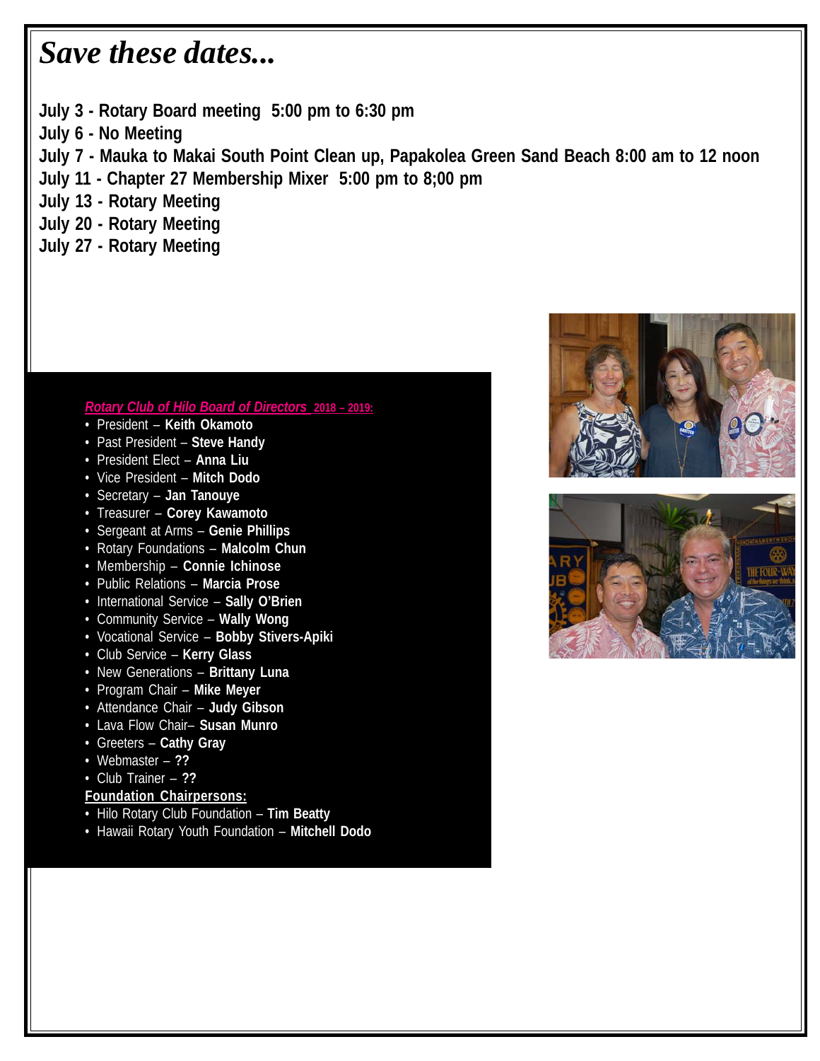# *Save these dates...*

**July 3 - Rotary Board meeting  5:00 pm to 6:30 pm**
**July 6 - No Meeting**
**July 7 - Mauka to Makai South Point Clean up, Papakolea Green Sand Beach 8:00 am to 12 noon**
**July 11 - Chapter 27 Membership Mixer  5:00 pm to 8;00 pm**
**July 13 - Rotary Meeting**
**July 20 - Rotary Meeting**
**July 27 - Rotary Meeting**

***Rotary Club of Hilo Board of Directors*** **2018 – 2019:**

- President – **Keith Okamoto**
- Past President – **Steve Handy**
- President Elect – **Anna Liu**
- Vice President – **Mitch Dodo**
- Secretary – **Jan Tanouye**
- Treasurer – **Corey Kawamoto**
- Sergeant at Arms – **Genie Phillips**
- Rotary Foundations – **Malcolm Chun**
- Membership – **Connie Ichinose**
- Public Relations – **Marcia Prose**
- International Service – **Sally O'Brien**
- Community Service – **Wally Wong**
- Vocational Service – **Bobby Stivers-Apiki**
- Club Service – **Kerry Glass**
- New Generations – **Brittany Luna**
- Program Chair – **Mike Meyer**
- Attendance Chair – **Judy Gibson**
- Lava Flow Chair– **Susan Munro**
- Greeters – **Cathy Gray**
- Webmaster – **??**
- Club Trainer – **??**

**Foundation Chairpersons:**

- Hilo Rotary Club Foundation – **Tim Beatty**
- Hawaii Rotary Youth Foundation – **Mitchell Dodo**